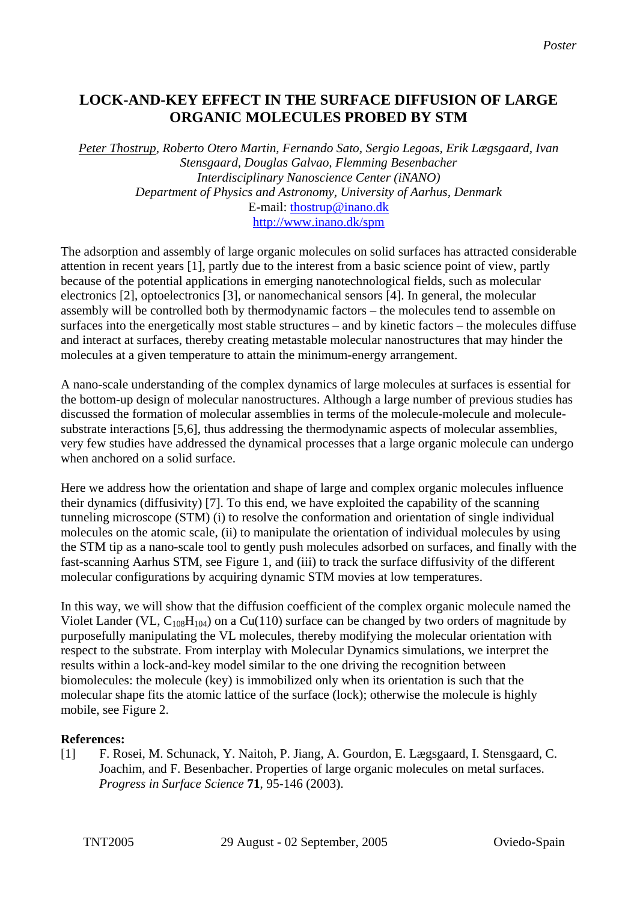*Poster*

# LOCK-AND-KEY EFFECT IN THE SURFACE DIFFUSION OF LARGE ORGANIC MOLECULES PROBED BY STM

*Peter Thostrup, Roberto Otero Martin, Fernando Sato, Sergio Legoas, Erik Lægsgaard, Ivan Stensgaard, Douglas Galvao, Flemming Besenbacher*
*Interdisciplinary Nanoscience Center (iNANO)*
*Department of Physics and Astronomy, University of Aarhus, Denmark*
E-mail: thostrup@inano.dk
http://www.inano.dk/spm

The adsorption and assembly of large organic molecules on solid surfaces has attracted considerable attention in recent years [1], partly due to the interest from a basic science point of view, partly because of the potential applications in emerging nanotechnological fields, such as molecular electronics [2], optoelectronics [3], or nanomechanical sensors [4]. In general, the molecular assembly will be controlled both by thermodynamic factors – the molecules tend to assemble on surfaces into the energetically most stable structures – and by kinetic factors – the molecules diffuse and interact at surfaces, thereby creating metastable molecular nanostructures that may hinder the molecules at a given temperature to attain the minimum-energy arrangement.

A nano-scale understanding of the complex dynamics of large molecules at surfaces is essential for the bottom-up design of molecular nanostructures. Although a large number of previous studies has discussed the formation of molecular assemblies in terms of the molecule-molecule and molecule-substrate interactions [5,6], thus addressing the thermodynamic aspects of molecular assemblies, very few studies have addressed the dynamical processes that a large organic molecule can undergo when anchored on a solid surface.

Here we address how the orientation and shape of large and complex organic molecules influence their dynamics (diffusivity) [7]. To this end, we have exploited the capability of the scanning tunneling microscope (STM) (i) to resolve the conformation and orientation of single individual molecules on the atomic scale, (ii) to manipulate the orientation of individual molecules by using the STM tip as a nano-scale tool to gently push molecules adsorbed on surfaces, and finally with the fast-scanning Aarhus STM, see Figure 1, and (iii) to track the surface diffusivity of the different molecular configurations by acquiring dynamic STM movies at low temperatures.

In this way, we will show that the diffusion coefficient of the complex organic molecule named the Violet Lander (VL, $C_{108}H_{104}$) on a Cu(110) surface can be changed by two orders of magnitude by purposefully manipulating the VL molecules, thereby modifying the molecular orientation with respect to the substrate. From interplay with Molecular Dynamics simulations, we interpret the results within a lock-and-key model similar to the one driving the recognition between biomolecules: the molecule (key) is immobilized only when its orientation is such that the molecular shape fits the atomic lattice of the surface (lock); otherwise the molecule is highly mobile, see Figure 2.

**References:**

[1] F. Rosei, M. Schunack, Y. Naitoh, P. Jiang, A. Gourdon, E. Lægsgaard, I. Stensgaard, C. Joachim, and F. Besenbacher. Properties of large organic molecules on metal surfaces. *Progress in Surface Science* **71**, 95-146 (2003).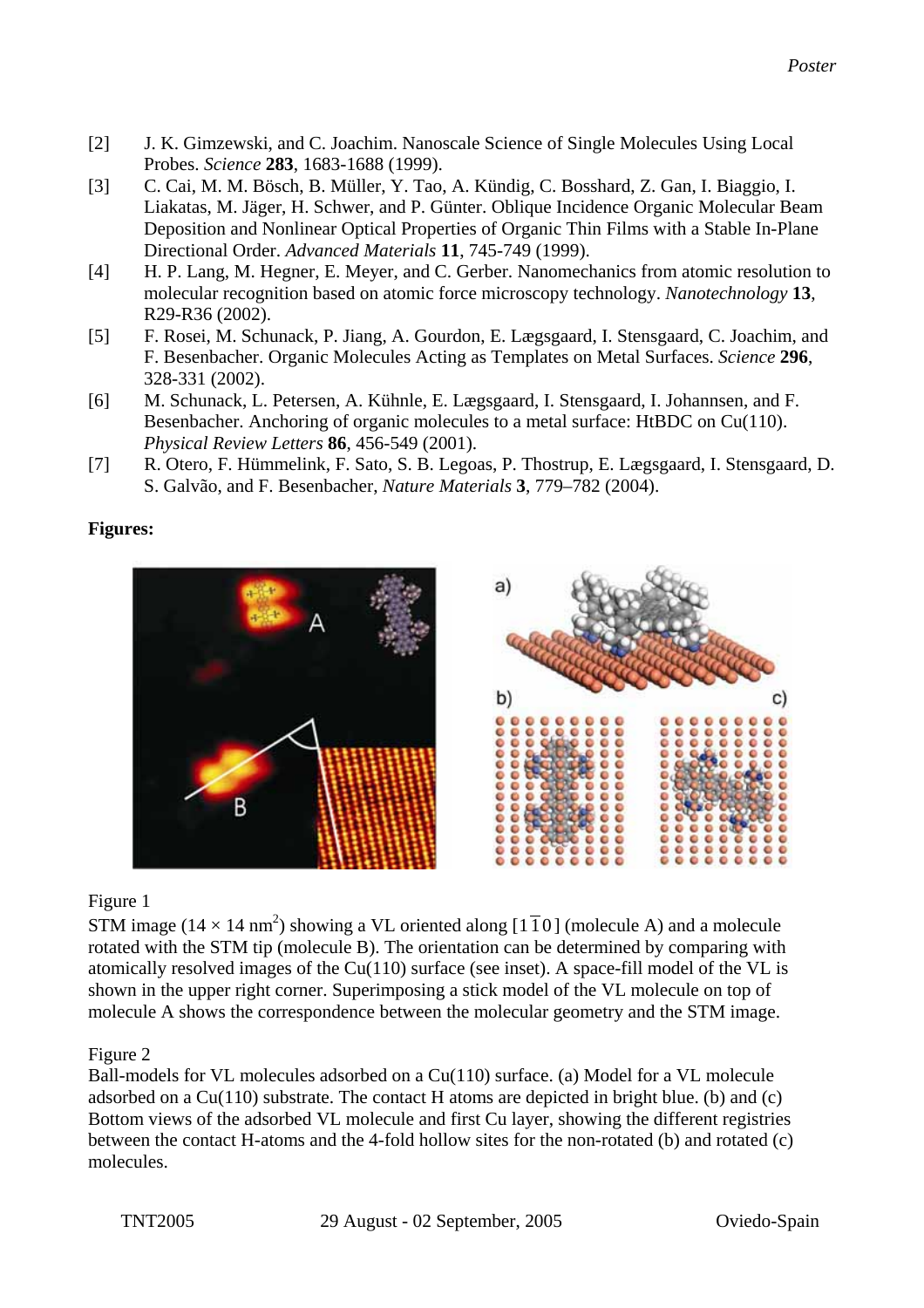[2] J. K. Gimzewski, and C. Joachim. Nanoscale Science of Single Molecules Using Local Probes. *Science* **283**, 1683-1688 (1999).

[3] C. Cai, M. M. Bösch, B. Müller, Y. Tao, A. Kündig, C. Bosshard, Z. Gan, I. Biaggio, I. Liakatas, M. Jäger, H. Schwer, and P. Günter. Oblique Incidence Organic Molecular Beam Deposition and Nonlinear Optical Properties of Organic Thin Films with a Stable In-Plane Directional Order. *Advanced Materials* **11**, 745-749 (1999).

[4] H. P. Lang, M. Hegner, E. Meyer, and C. Gerber. Nanomechanics from atomic resolution to molecular recognition based on atomic force microscopy technology. *Nanotechnology* **13**, R29-R36 (2002).

[5] F. Rosei, M. Schunack, P. Jiang, A. Gourdon, E. Lægsgaard, I. Stensgaard, C. Joachim, and F. Besenbacher. Organic Molecules Acting as Templates on Metal Surfaces. *Science* **296**, 328-331 (2002).

[6] M. Schunack, L. Petersen, A. Kühnle, E. Lægsgaard, I. Stensgaard, I. Johannsen, and F. Besenbacher. Anchoring of organic molecules to a metal surface: HtBDC on Cu(110). *Physical Review Letters* **86**, 456-549 (2001).

[7] R. Otero, F. Hümmelink, F. Sato, S. B. Legoas, P. Thostrup, E. Lægsgaard, I. Stensgaard, D. S. Galvão, and F. Besenbacher, *Nature Materials* **3**, 779–782 (2004).

**Figures:**

Figure 1
STM image ($14 \times 14$ nm$^2$) showing a VL oriented along $[1\bar{1}0]$ (molecule A) and a molecule rotated with the STM tip (molecule B). The orientation can be determined by comparing with atomically resolved images of the Cu(110) surface (see inset). A space-fill model of the VL is shown in the upper right corner. Superimposing a stick model of the VL molecule on top of molecule A shows the correspondence between the molecular geometry and the STM image.

Figure 2
Ball-models for VL molecules adsorbed on a Cu(110) surface. (a) Model for a VL molecule adsorbed on a Cu(110) substrate. The contact H atoms are depicted in bright blue. (b) and (c) Bottom views of the adsorbed VL molecule and first Cu layer, showing the different registries between the contact H-atoms and the 4-fold hollow sites for the non-rotated (b) and rotated (c) molecules.